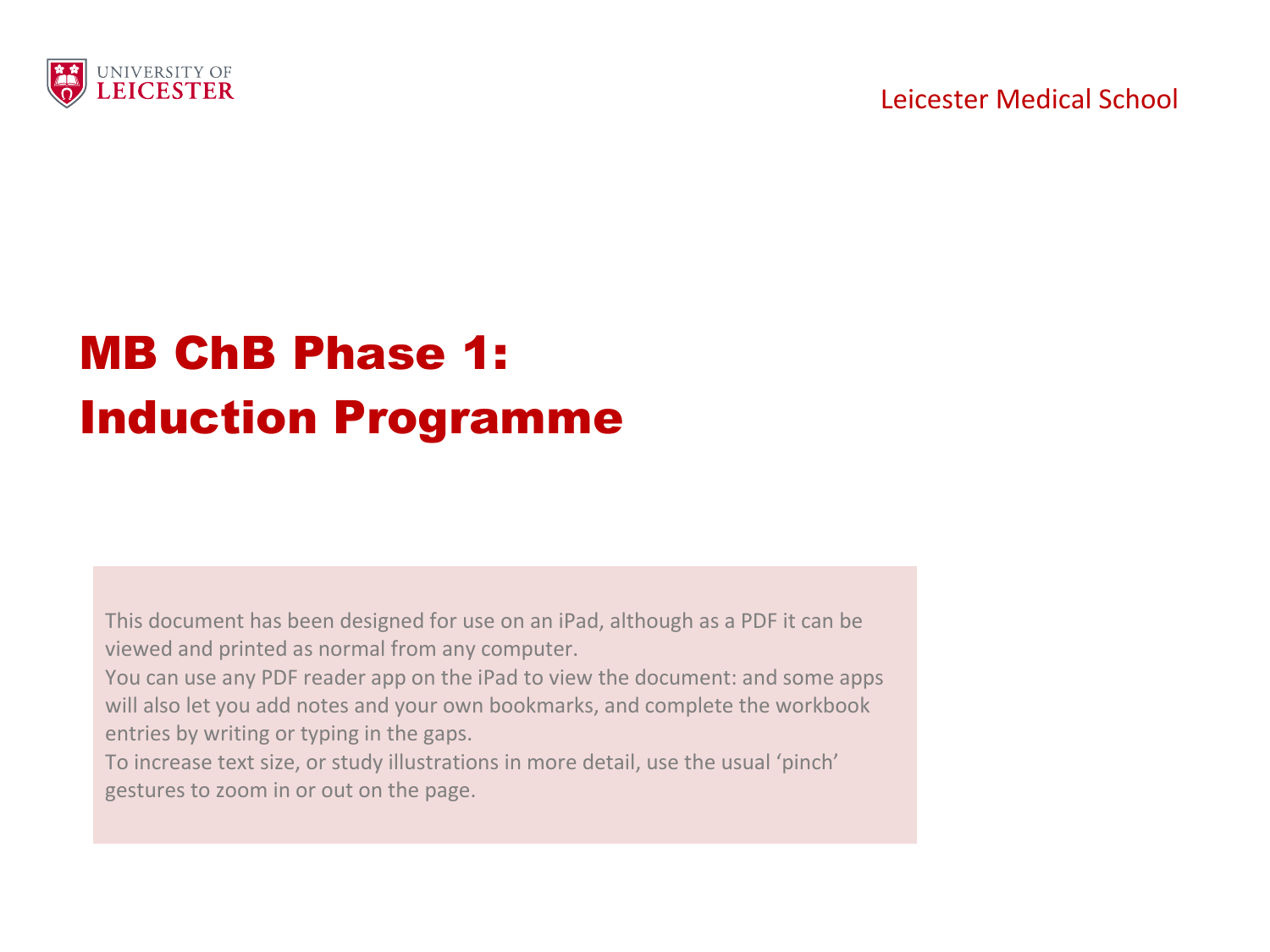UNIVERSITY OF LEICESTER

Leicester Medical School

# MB ChB Phase 1: Induction Programme

This document has been designed for use on an iPad, although as a PDF it can be viewed and printed as normal from any computer.
You can use any PDF reader app on the iPad to view the document: and some apps will also let you add notes and your own bookmarks, and complete the workbook entries by writing or typing in the gaps.
To increase text size, or study illustrations in more detail, use the usual 'pinch' gestures to zoom in or out on the page.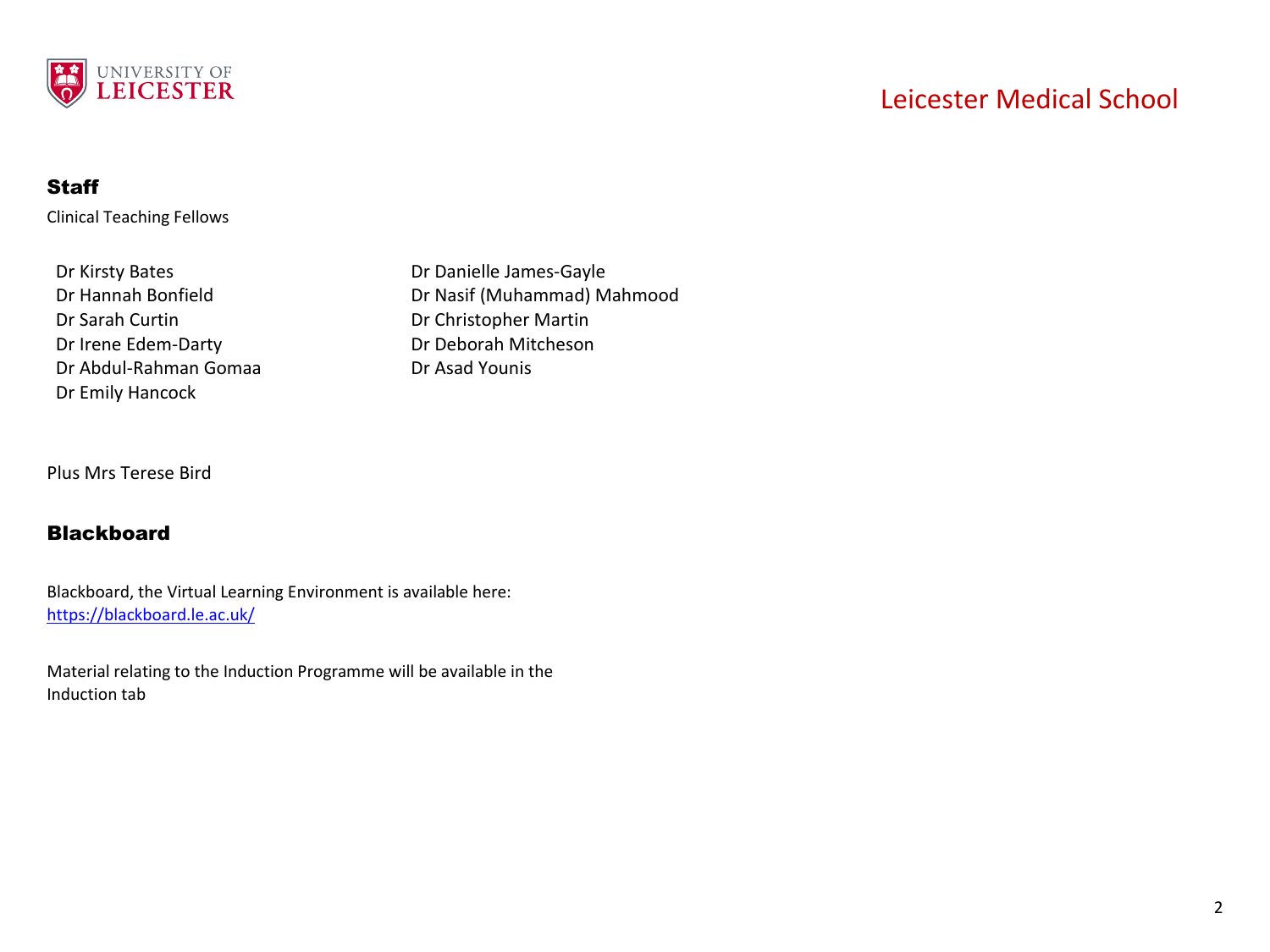## Staff

Clinical Teaching Fellows

- Dr Kirsty Bates
- Dr Hannah Bonfield
- Dr Sarah Curtin
- Dr Irene Edem-Darty
- Dr Abdul-Rahman Gomaa
- Dr Emily Hancock
- Dr Danielle James-Gayle
- Dr Nasif (Muhammad) Mahmood
- Dr Christopher Martin
- Dr Deborah Mitcheson
- Dr Asad Younis

Plus Mrs Terese Bird

## Blackboard

Blackboard, the Virtual Learning Environment is available here:
https://blackboard.le.ac.uk/

Material relating to the Induction Programme will be available in the Induction tab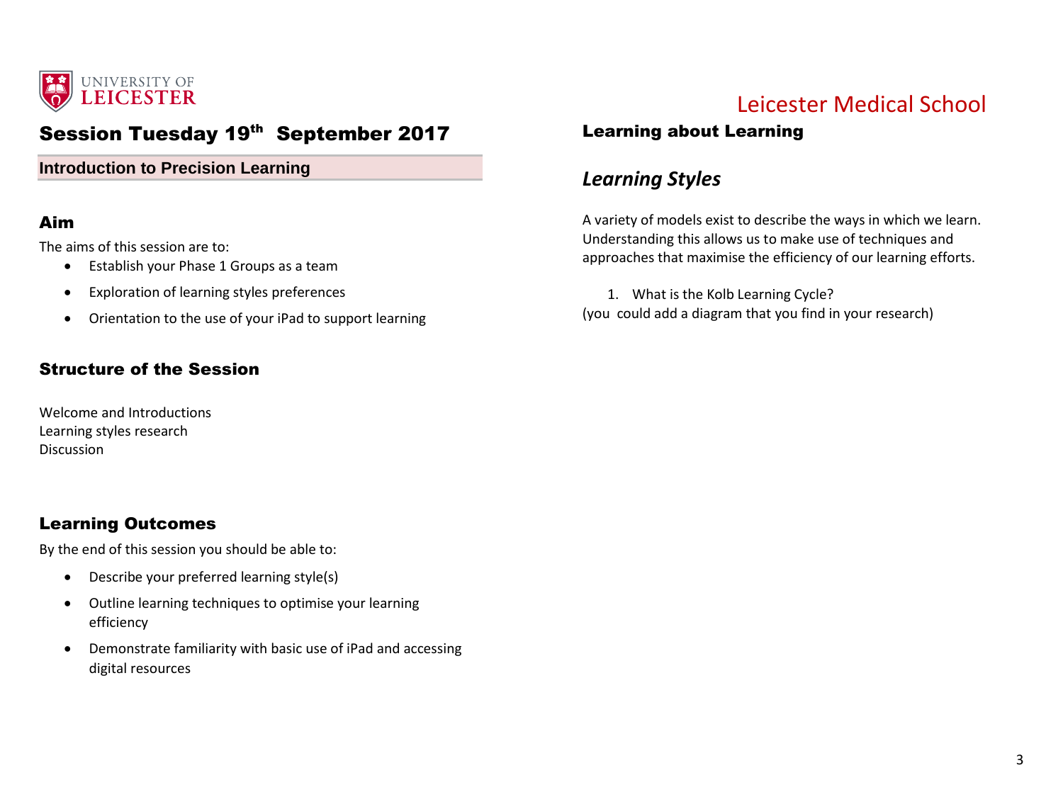UNIVERSITY OF LEICESTER

# Session Tuesday 19th September 2017

**Introduction to Precision Learning**

## Aim

The aims of this session are to:

- Establish your Phase 1 Groups as a team
- Exploration of learning styles preferences
- Orientation to the use of your iPad to support learning

## Structure of the Session

Welcome and Introductions
Learning styles research
Discussion

## Learning Outcomes

By the end of this session you should be able to:

- Describe your preferred learning style(s)
- Outline learning techniques to optimise your learning efficiency
- Demonstrate familiarity with basic use of iPad and accessing digital resources

# Leicester Medical School

## Learning about Learning

### *Learning Styles*

A variety of models exist to describe the ways in which we learn. Understanding this allows us to make use of techniques and approaches that maximise the efficiency of our learning efforts.

1. What is the Kolb Learning Cycle?

(you could add a diagram that you find in your research)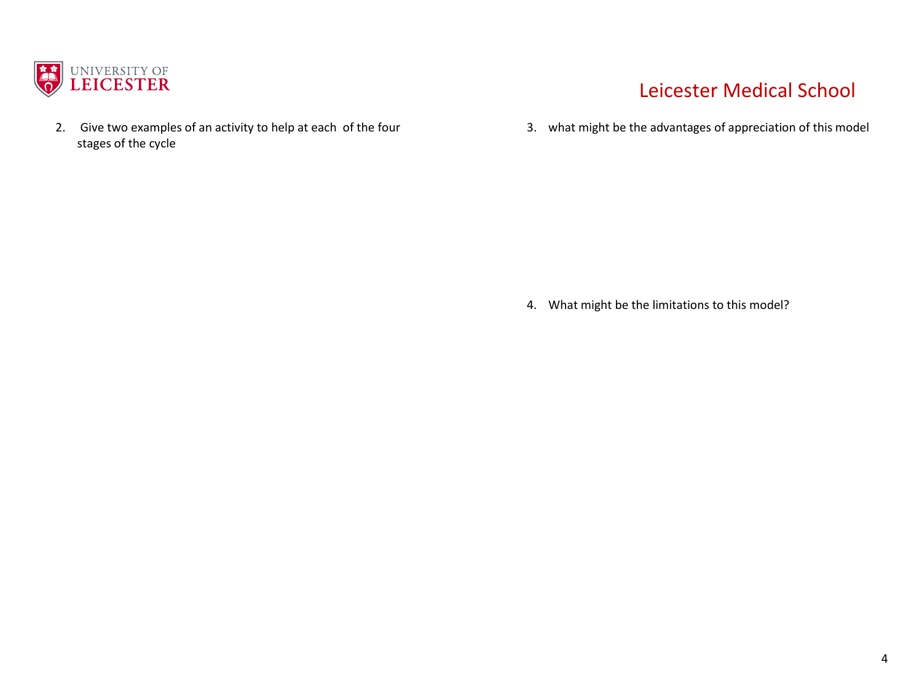2. Give two examples of an activity to help at each of the four stages of the cycle

3. what might be the advantages of appreciation of this model

4. What might be the limitations to this model?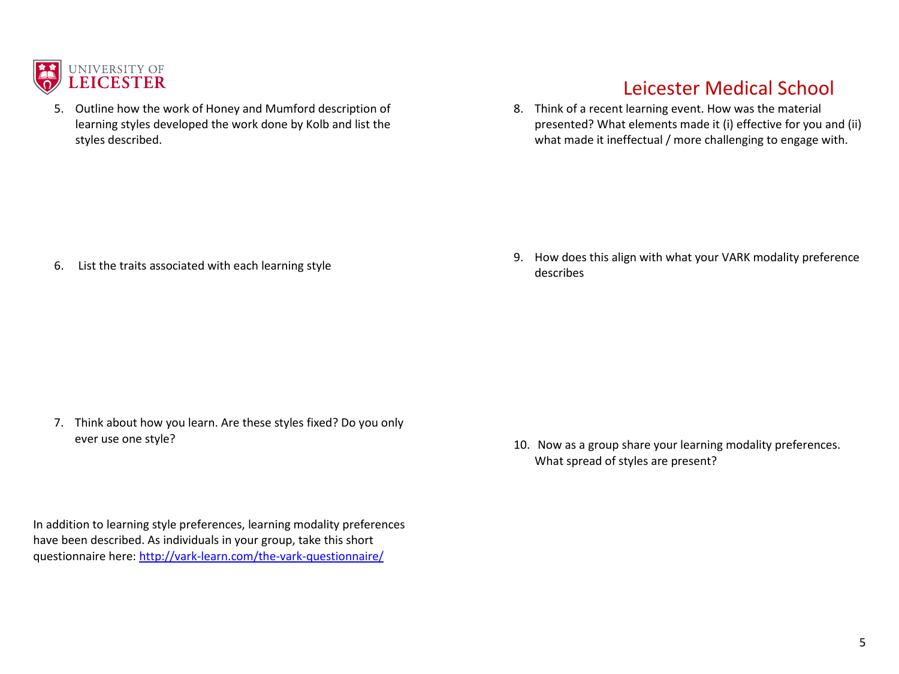Leicester Medical School

5. Outline how the work of Honey and Mumford description of learning styles developed the work done by Kolb and list the styles described.

6. List the traits associated with each learning style

7. Think about how you learn. Are these styles fixed? Do you only ever use one style?

In addition to learning style preferences, learning modality preferences have been described. As individuals in your group, take this short questionnaire here: [http://vark-learn.com/the-vark-questionnaire/](http://vark-learn.com/the-vark-questionnaire/)

8. Think of a recent learning event. How was the material presented? What elements made it (i) effective for you and (ii) what made it ineffectual / more challenging to engage with.

9. How does this align with what your VARK modality preference describes

10. Now as a group share your learning modality preferences. What spread of styles are present?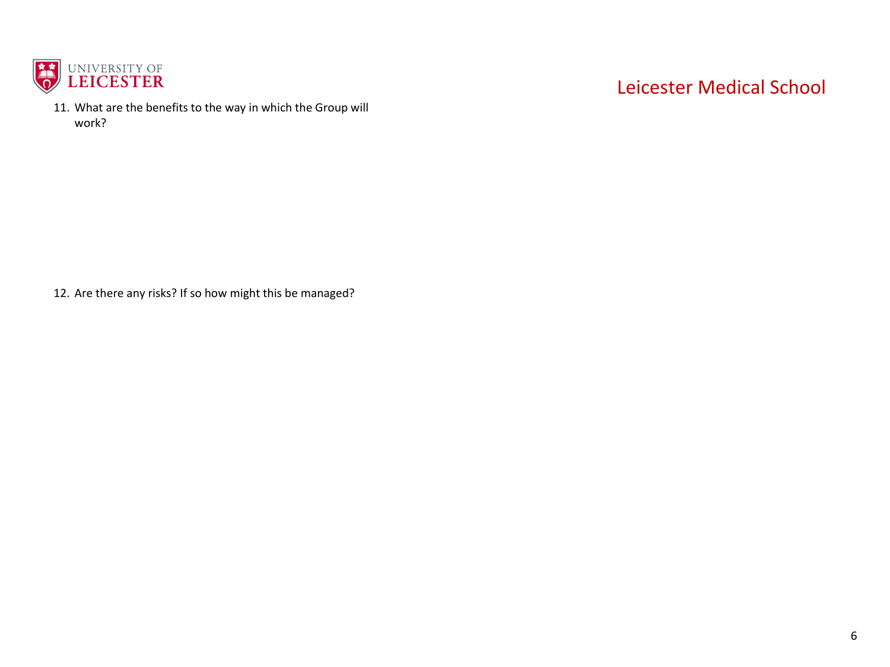11. What are the benefits to the way in which the Group will work?

12. Are there any risks? If so how might this be managed?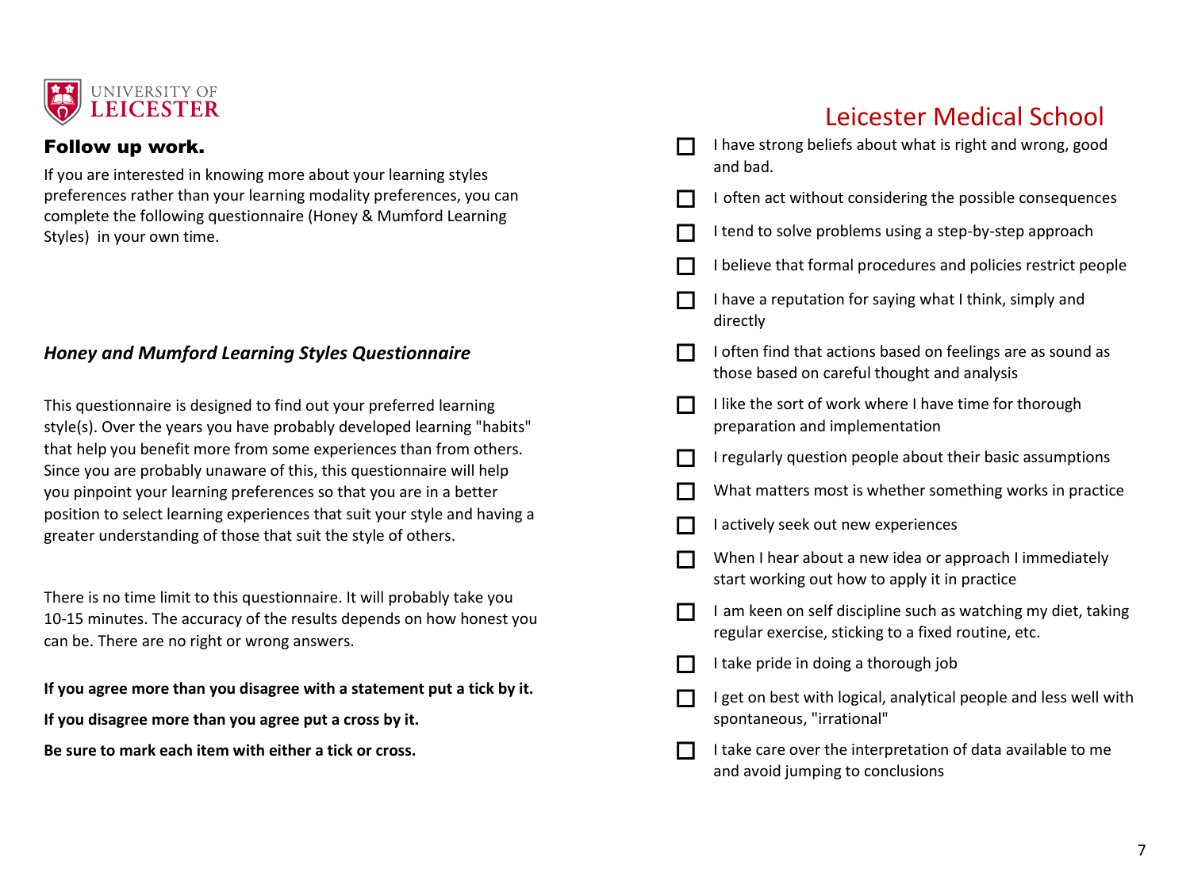UNIVERSITY OF LEICESTER

# Leicester Medical School

## Follow up work.

If you are interested in knowing more about your learning styles preferences rather than your learning modality preferences, you can complete the following questionnaire (Honey & Mumford Learning Styles) in your own time.

### *Honey and Mumford Learning Styles Questionnaire*

This questionnaire is designed to find out your preferred learning style(s). Over the years you have probably developed learning "habits" that help you benefit more from some experiences than from others. Since you are probably unaware of this, this questionnaire will help you pinpoint your learning preferences so that you are in a better position to select learning experiences that suit your style and having a greater understanding of those that suit the style of others.

There is no time limit to this questionnaire. It will probably take you 10-15 minutes. The accuracy of the results depends on how honest you can be. There are no right or wrong answers.

**If you agree more than you disagree with a statement put a tick by it.**

**If you disagree more than you agree put a cross by it.**

**Be sure to mark each item with either a tick or cross.**

- ☐ I have strong beliefs about what is right and wrong, good and bad.
- ☐ I often act without considering the possible consequences
- ☐ I tend to solve problems using a step-by-step approach
- ☐ I believe that formal procedures and policies restrict people
- ☐ I have a reputation for saying what I think, simply and directly
- ☐ I often find that actions based on feelings are as sound as those based on careful thought and analysis
- ☐ I like the sort of work where I have time for thorough preparation and implementation
- ☐ I regularly question people about their basic assumptions
- ☐ What matters most is whether something works in practice
- ☐ I actively seek out new experiences
- ☐ When I hear about a new idea or approach I immediately start working out how to apply it in practice
- ☐ I am keen on self discipline such as watching my diet, taking regular exercise, sticking to a fixed routine, etc.
- ☐ I take pride in doing a thorough job
- ☐ I get on best with logical, analytical people and less well with spontaneous, "irrational"
- ☐ I take care over the interpretation of data available to me and avoid jumping to conclusions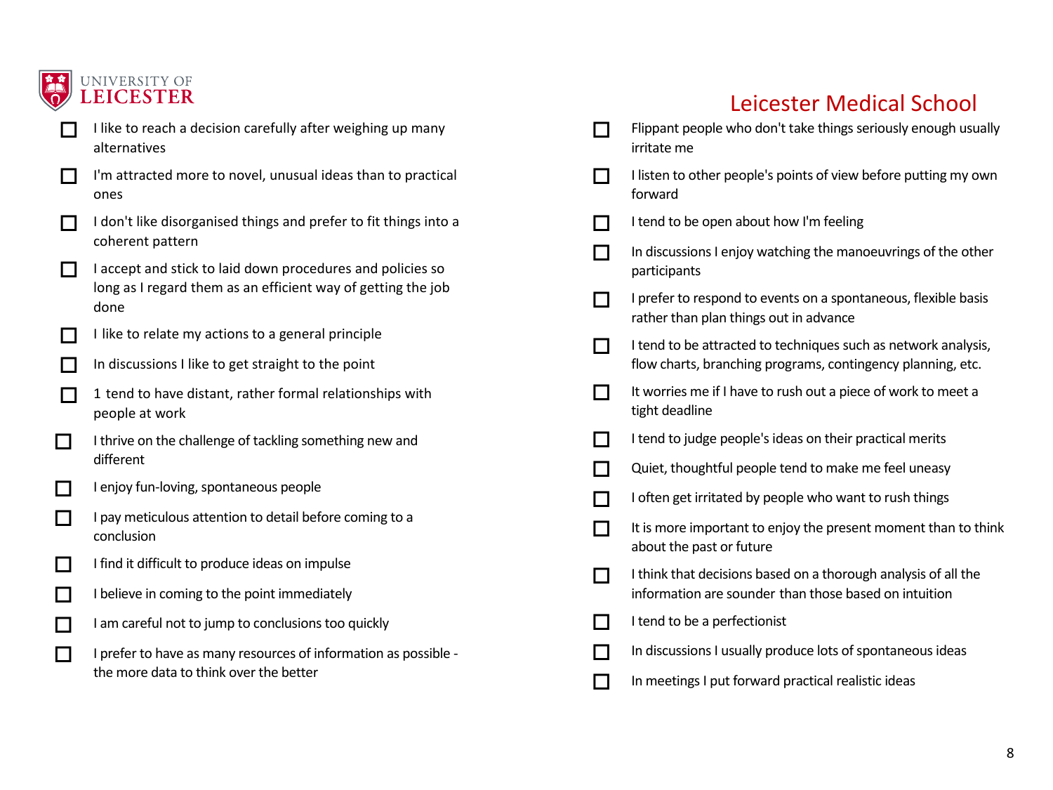# Leicester Medical School

- ☐ I like to reach a decision carefully after weighing up many alternatives
- ☐ I'm attracted more to novel, unusual ideas than to practical ones
- ☐ I don't like disorganised things and prefer to fit things into a coherent pattern
- ☐ I accept and stick to laid down procedures and policies so long as I regard them as an efficient way of getting the job done
- ☐ I like to relate my actions to a general principle
- ☐ In discussions I like to get straight to the point
- ☐ 1 tend to have distant, rather formal relationships with people at work
- ☐ I thrive on the challenge of tackling something new and different
- ☐ I enjoy fun-loving, spontaneous people
- ☐ I pay meticulous attention to detail before coming to a conclusion
- ☐ I find it difficult to produce ideas on impulse
- ☐ I believe in coming to the point immediately
- ☐ I am careful not to jump to conclusions too quickly
- ☐ I prefer to have as many resources of information as possible - the more data to think over the better
- ☐ Flippant people who don't take things seriously enough usually irritate me
- ☐ I listen to other people's points of view before putting my own forward
- ☐ I tend to be open about how I'm feeling
- ☐ In discussions I enjoy watching the manoeuvrings of the other participants
- ☐ I prefer to respond to events on a spontaneous, flexible basis rather than plan things out in advance
- ☐ I tend to be attracted to techniques such as network analysis, flow charts, branching programs, contingency planning, etc.
- ☐ It worries me if I have to rush out a piece of work to meet a tight deadline
- ☐ I tend to judge people's ideas on their practical merits
- ☐ Quiet, thoughtful people tend to make me feel uneasy
- ☐ I often get irritated by people who want to rush things
- ☐ It is more important to enjoy the present moment than to think about the past or future
- ☐ I think that decisions based on a thorough analysis of all the information are sounder than those based on intuition
- ☐ I tend to be a perfectionist
- ☐ In discussions I usually produce lots of spontaneous ideas
- ☐ In meetings I put forward practical realistic ideas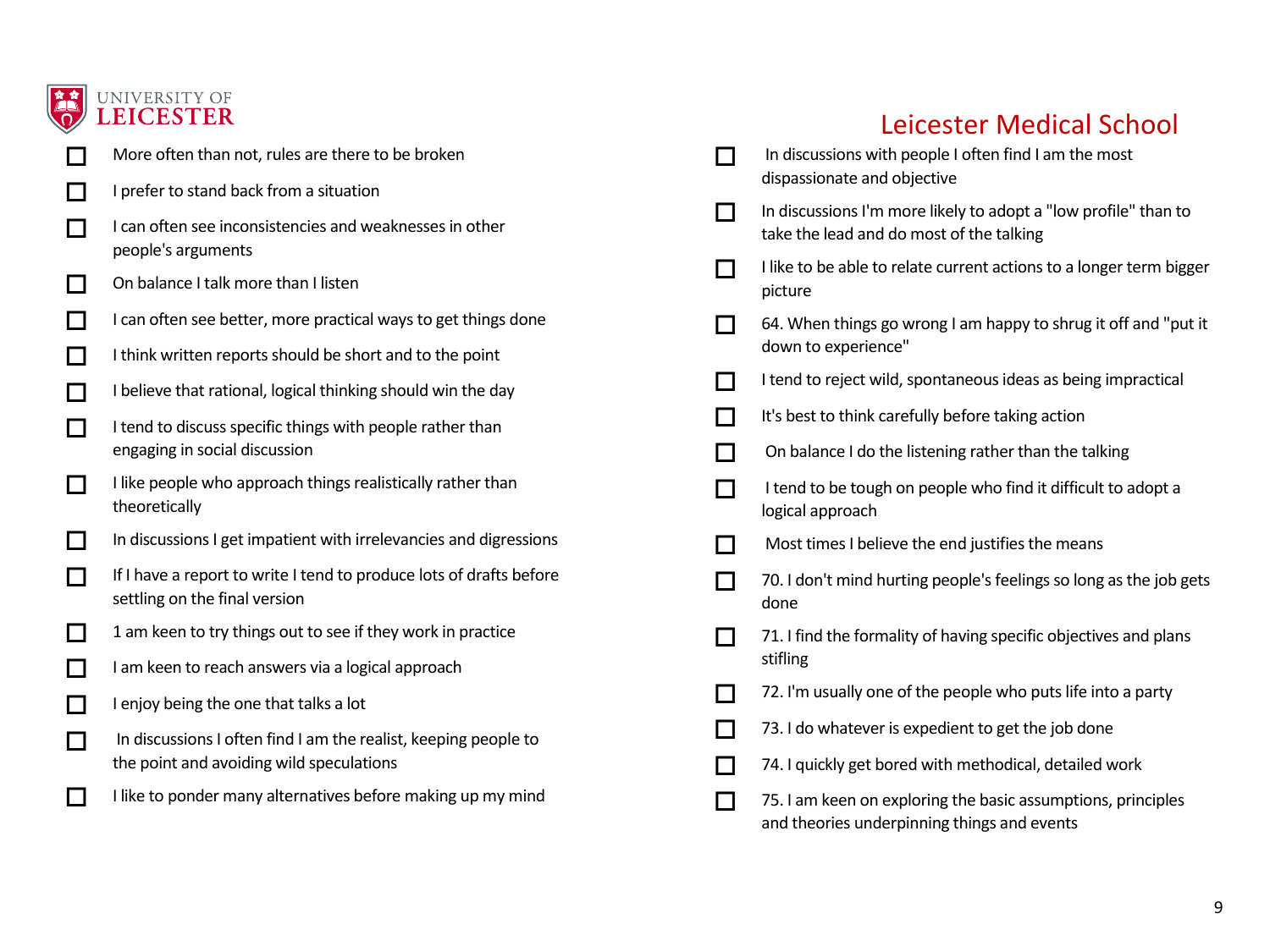Leicester Medical School

- ☐ More often than not, rules are there to be broken
- ☐ I prefer to stand back from a situation
- ☐ I can often see inconsistencies and weaknesses in other people's arguments
- ☐ On balance I talk more than I listen
- ☐ I can often see better, more practical ways to get things done
- ☐ I think written reports should be short and to the point
- ☐ I believe that rational, logical thinking should win the day
- ☐ I tend to discuss specific things with people rather than engaging in social discussion
- ☐ I like people who approach things realistically rather than theoretically
- ☐ In discussions I get impatient with irrelevancies and digressions
- ☐ If I have a report to write I tend to produce lots of drafts before settling on the final version
- ☐ 1 am keen to try things out to see if they work in practice
- ☐ I am keen to reach answers via a logical approach
- ☐ I enjoy being the one that talks a lot
- ☐ In discussions I often find I am the realist, keeping people to the point and avoiding wild speculations
- ☐ I like to ponder many alternatives before making up my mind
- ☐ In discussions with people I often find I am the most dispassionate and objective
- ☐ In discussions I'm more likely to adopt a "low profile" than to take the lead and do most of the talking
- ☐ I like to be able to relate current actions to a longer term bigger picture
- ☐ 64. When things go wrong I am happy to shrug it off and "put it down to experience"
- ☐ I tend to reject wild, spontaneous ideas as being impractical
- ☐ It's best to think carefully before taking action
- ☐ On balance I do the listening rather than the talking
- ☐ I tend to be tough on people who find it difficult to adopt a logical approach
- ☐ Most times I believe the end justifies the means
- ☐ 70. I don't mind hurting people's feelings so long as the job gets done
- ☐ 71. I find the formality of having specific objectives and plans stifling
- ☐ 72. I'm usually one of the people who puts life into a party
- ☐ 73. I do whatever is expedient to get the job done
- ☐ 74. I quickly get bored with methodical, detailed work
- ☐ 75. I am keen on exploring the basic assumptions, principles and theories underpinning things and events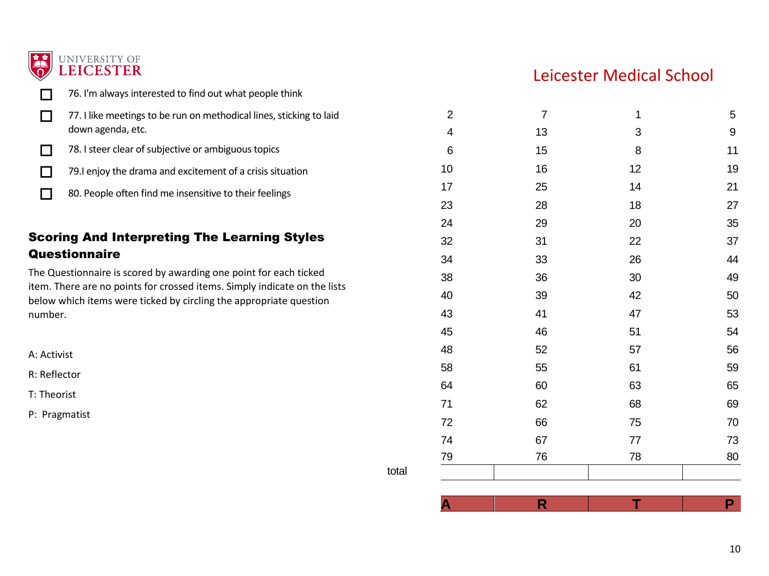# Leicester Medical School

- ☐ 76. I'm always interested to find out what people think
- ☐ 77. I like meetings to be run on methodical lines, sticking to laid down agenda, etc.
- ☐ 78. I steer clear of subjective or ambiguous topics
- ☐ 79.I enjoy the drama and excitement of a crisis situation
- ☐ 80. People often find me insensitive to their feelings

## Scoring And Interpreting The Learning Styles Questionnaire

The Questionnaire is scored by awarding one point for each ticked item. There are no points for crossed items. Simply indicate on the lists below which items were ticked by circling the appropriate question number.

A: Activist

R: Reflector

T: Theorist

P: Pragmatist

| | A | R | T | P |
|---|---|---|---|---|
| | 2 | 7 | 1 | 5 |
| | 4 | 13 | 3 | 9 |
| | 6 | 15 | 8 | 11 |
| | 10 | 16 | 12 | 19 |
| | 17 | 25 | 14 | 21 |
| | 23 | 28 | 18 | 27 |
| | 24 | 29 | 20 | 35 |
| | 32 | 31 | 22 | 37 |
| | 34 | 33 | 26 | 44 |
| | 38 | 36 | 30 | 49 |
| | 40 | 39 | 42 | 50 |
| | 43 | 41 | 47 | 53 |
| | 45 | 46 | 51 | 54 |
| | 48 | 52 | 57 | 56 |
| | 58 | 55 | 61 | 59 |
| | 64 | 60 | 63 | 65 |
| | 71 | 62 | 68 | 69 |
| | 72 | 66 | 75 | 70 |
| | 74 | 67 | 77 | 73 |
| | 79 | 76 | 78 | 80 |
| total | | | | |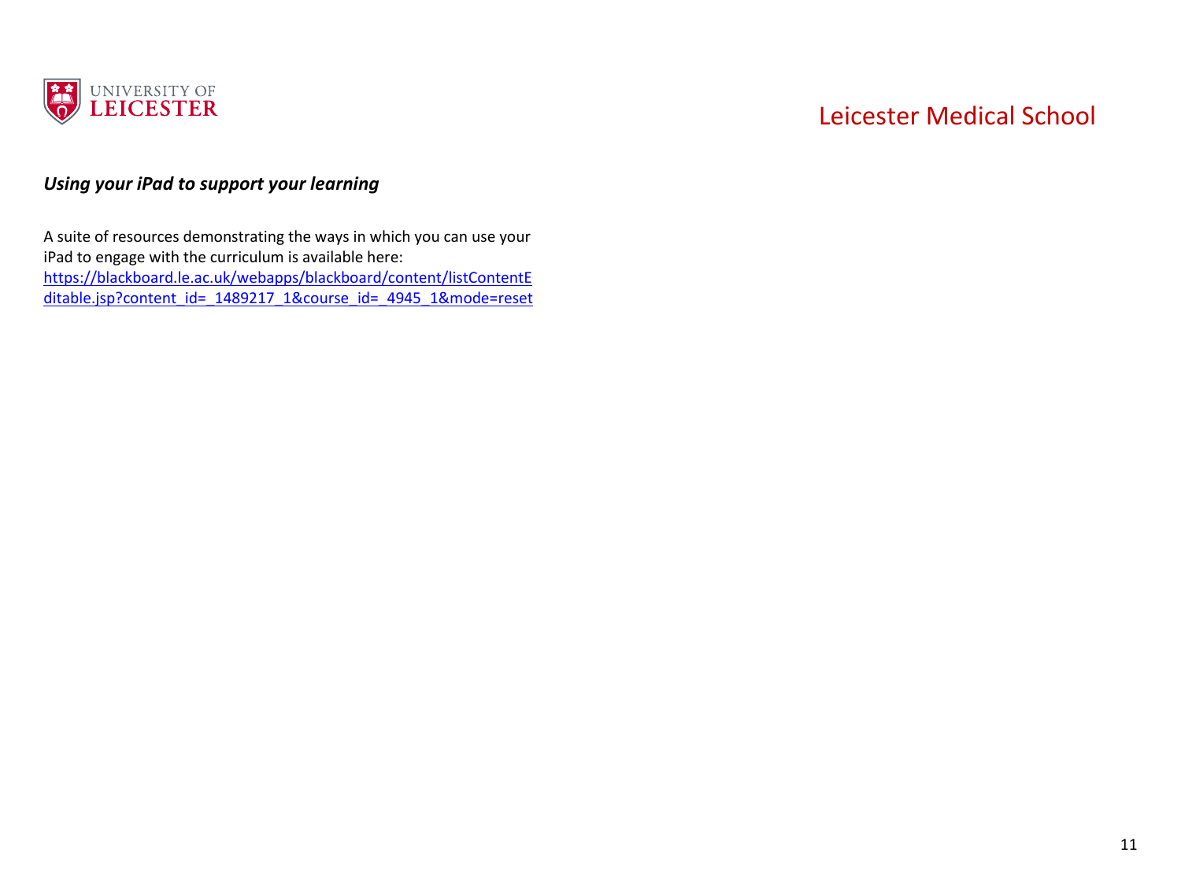***Using your iPad to support your learning***

A suite of resources demonstrating the ways in which you can use your iPad to engage with the curriculum is available here: https://blackboard.le.ac.uk/webapps/blackboard/content/listContentEditable.jsp?content_id=_1489217_1&course_id=_4945_1&mode=reset